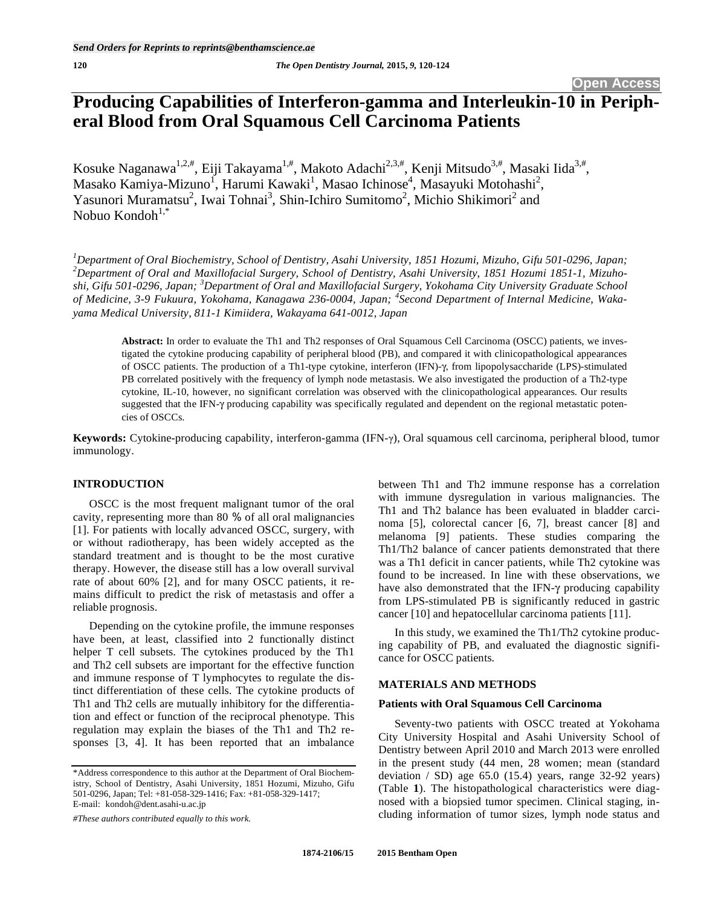# Producing Capabilities of Interferon-gamma and Interleukin-10 in Peripheral Blood from Oral Squamous Cell Carcinoma Patients

Kosuke Naganawa[1,2,#], Eiji Takayama[1,#], Makoto Adachi[2,3,#], Kenji Mitsudo[3,#], Masaki Iida[3,#], Masako Kamiya-Mizuno[1], Harumi Kawaki[1], Masao Ichinose[4], Masayuki Motohashi[2], Yasunori Muramatsu[2], Iwai Tohnai[3], Shin-Ichiro Sumitomo[2], Michio Shikimori[2] and Nobuo Kondoh[1,*]

*[1]Department of Oral Biochemistry, School of Dentistry, Asahi University, 1851 Hozumi, Mizuho, Gifu 501-0296, Japan; [2]Department of Oral and Maxillofacial Surgery, School of Dentistry, Asahi University, 1851 Hozumi 1851-1, Mizuho-shi, Gifu 501-0296, Japan; [3]Department of Oral and Maxillofacial Surgery, Yokohama City University Graduate School of Medicine, 3-9 Fukuura, Yokohama, Kanagawa 236-0004, Japan; [4]Second Department of Internal Medicine, Wakayama Medical University, 811-1 Kimiidera, Wakayama 641-0012, Japan*

**Abstract:** In order to evaluate the Th1 and Th2 responses of Oral Squamous Cell Carcinoma (OSCC) patients, we investigated the cytokine producing capability of peripheral blood (PB), and compared it with clinicopathological appearances of OSCC patients. The production of a Th1-type cytokine, interferon (IFN)-γ, from lipopolysaccharide (LPS)-stimulated PB correlated positively with the frequency of lymph node metastasis. We also investigated the production of a Th2-type cytokine, IL-10, however, no significant correlation was observed with the clinicopathological appearances. Our results suggested that the IFN-γ producing capability was specifically regulated and dependent on the regional metastatic potencies of OSCCs.

**Keywords:** Cytokine-producing capability, interferon-gamma (IFN-γ), Oral squamous cell carcinoma, peripheral blood, tumor immunology.

## INTRODUCTION

OSCC is the most frequent malignant tumor of the oral cavity, representing more than 80 % of all oral malignancies [1]. For patients with locally advanced OSCC, surgery, with or without radiotherapy, has been widely accepted as the standard treatment and is thought to be the most curative therapy. However, the disease still has a low overall survival rate of about 60% [2], and for many OSCC patients, it remains difficult to predict the risk of metastasis and offer a reliable prognosis.

Depending on the cytokine profile, the immune responses have been, at least, classified into 2 functionally distinct helper T cell subsets. The cytokines produced by the Th1 and Th2 cell subsets are important for the effective function and immune response of T lymphocytes to regulate the distinct differentiation of these cells. The cytokine products of Th1 and Th2 cells are mutually inhibitory for the differentiation and effect or function of the reciprocal phenotype. This regulation may explain the biases of the Th1 and Th2 responses [3, 4]. It has been reported that an imbalance between Th1 and Th2 immune response has a correlation with immune dysregulation in various malignancies. The Th1 and Th2 balance has been evaluated in bladder carcinoma [5], colorectal cancer [6, 7], breast cancer [8] and melanoma [9] patients. These studies comparing the Th1/Th2 balance of cancer patients demonstrated that there was a Th1 deficit in cancer patients, while Th2 cytokine was found to be increased. In line with these observations, we have also demonstrated that the IFN-γ producing capability from LPS-stimulated PB is significantly reduced in gastric cancer [10] and hepatocellular carcinoma patients [11].

In this study, we examined the Th1/Th2 cytokine producing capability of PB, and evaluated the diagnostic significance for OSCC patients.

## MATERIALS AND METHODS

### Patients with Oral Squamous Cell Carcinoma

Seventy-two patients with OSCC treated at Yokohama City University Hospital and Asahi University School of Dentistry between April 2010 and March 2013 were enrolled in the present study (44 men, 28 women; mean (standard deviation / SD) age 65.0 (15.4) years, range 32-92 years) (Table **1**). The histopathological characteristics were diagnosed with a biopsied tumor specimen. Clinical staging, including information of tumor sizes, lymph node status and

*Address correspondence to this author at the Department of Oral Biochemistry, School of Dentistry, Asahi University, 1851 Hozumi, Mizuho, Gifu 501-0296, Japan; Tel: +81-058-329-1416; Fax: +81-058-329-1417; E-mail: kondoh@dent.asahi-u.ac.jp

*#These authors contributed equally to this work.*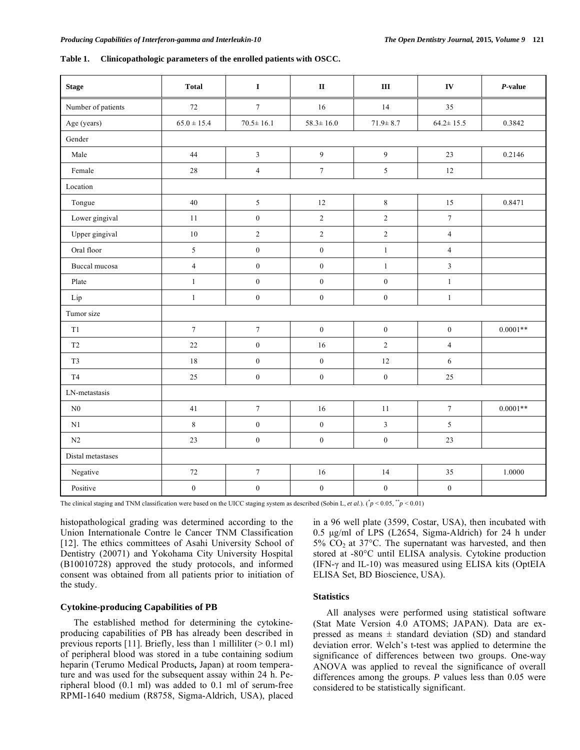**Table 1. Clinicopathologic parameters of the enrolled patients with OSCC.**

| Stage | Total | I | II | III | IV | *P*-value |
|---|---|---|---|---|---|---|
| Number of patients | 72 | 7 | 16 | 14 | 35 | |
| Age (years) | 65.0 ± 15.4 | 70.5± 16.1 | 58.3± 16.0 | 71.9± 8.7 | 64.2± 15.5 | 0.3842 |
| Gender | | | | | | |
| Male | 44 | 3 | 9 | 9 | 23 | 0.2146 |
| Female | 28 | 4 | 7 | 5 | 12 | |
| Location | | | | | | |
| Tongue | 40 | 5 | 12 | 8 | 15 | 0.8471 |
| Lower gingival | 11 | 0 | 2 | 2 | 7 | |
| Upper gingival | 10 | 2 | 2 | 2 | 4 | |
| Oral floor | 5 | 0 | 0 | 1 | 4 | |
| Buccal mucosa | 4 | 0 | 0 | 1 | 3 | |
| Plate | 1 | 0 | 0 | 0 | 1 | |
| Lip | 1 | 0 | 0 | 0 | 1 | |
| Tumor size | | | | | | |
| T1 | 7 | 7 | 0 | 0 | 0 | 0.0001** |
| T2 | 22 | 0 | 16 | 2 | 4 | |
| T3 | 18 | 0 | 0 | 12 | 6 | |
| T4 | 25 | 0 | 0 | 0 | 25 | |
| LN-metastasis | | | | | | |
| N0 | 41 | 7 | 16 | 11 | 7 | 0.0001** |
| N1 | 8 | 0 | 0 | 3 | 5 | |
| N2 | 23 | 0 | 0 | 0 | 23 | |
| Distal metastases | | | | | | |
| Negative | 72 | 7 | 16 | 14 | 35 | 1.0000 |
| Positive | 0 | 0 | 0 | 0 | 0 | |

The clinical staging and TNM classification were based on the UICC staging system as described (Sobin L, *et al*.). ($^{*}p < 0.05$, $^{**}p < 0.01$)

histopathological grading was determined according to the Union Internationale Contre le Cancer TNM Classification [12]. The ethics committees of Asahi University School of Dentistry (20071) and Yokohama City University Hospital (B10010728) approved the study protocols, and informed consent was obtained from all patients prior to initiation of the study.

### Cytokine-producing Capabilities of PB

The established method for determining the cytokine-producing capabilities of PB has already been described in previous reports [11]. Briefly, less than 1 milliliter (> 0.1 ml) of peripheral blood was stored in a tube containing sodium heparin (Terumo Medical Products**,** Japan) at room temperature and was used for the subsequent assay within 24 h. Peripheral blood (0.1 ml) was added to 0.1 ml of serum-free RPMI-1640 medium (R8758, Sigma-Aldrich, USA), placed in a 96 well plate (3599, Costar, USA), then incubated with 0.5 μg/ml of LPS (L2654, Sigma-Aldrich) for 24 h under 5% $CO_2$ at 37°C. The supernatant was harvested, and then stored at -80°C until ELISA analysis. Cytokine production (IFN-γ and IL-10) was measured using ELISA kits (OptEIA ELISA Set, BD Bioscience, USA).

### Statistics

All analyses were performed using statistical software (Stat Mate Version 4.0 ATOMS; JAPAN). Data are expressed as means ± standard deviation (SD) and standard deviation error. Welch's t-test was applied to determine the significance of differences between two groups. One-way ANOVA was applied to reveal the significance of overall differences among the groups. *P* values less than 0.05 were considered to be statistically significant.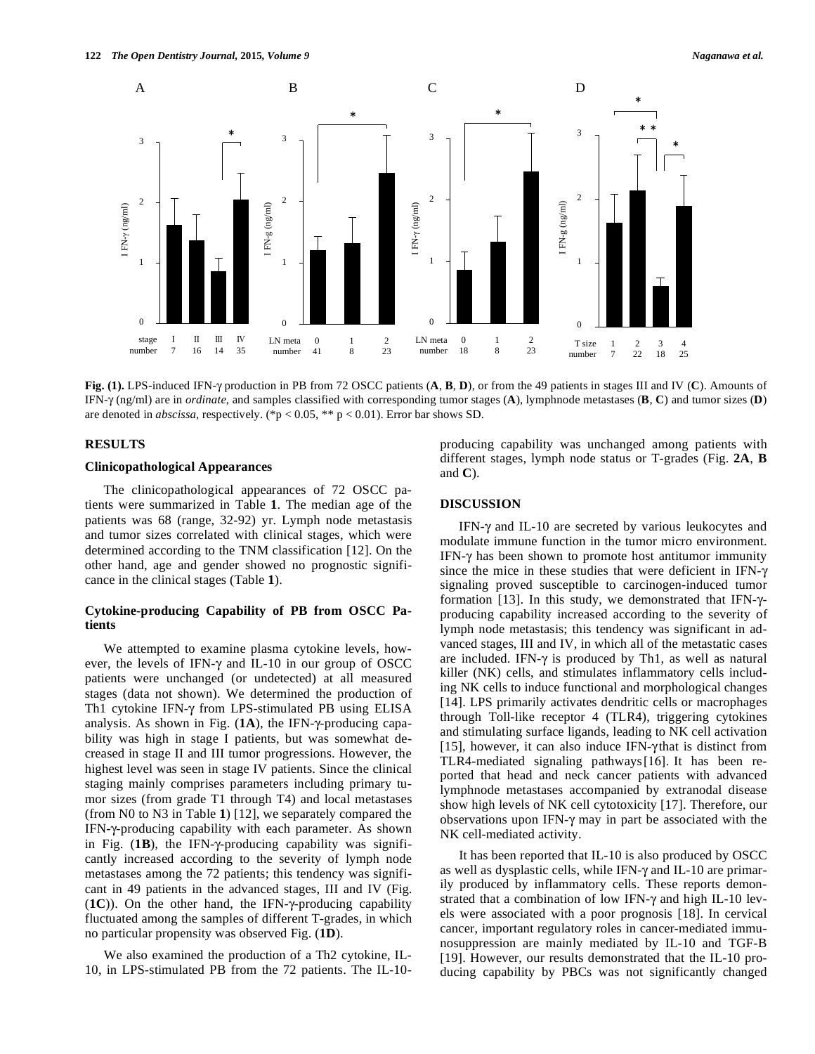**Fig. (1).** LPS-induced IFN-γ production in PB from 72 OSCC patients (**A**, **B**, **D**), or from the 49 patients in stages III and IV (**C**). Amounts of IFN-γ (ng/ml) are in *ordinate*, and samples classified with corresponding tumor stages (**A**), lymphnode metastases (**B**, **C**) and tumor sizes (**D**) are denoted in *abscissa*, respectively. (* $p < 0.05$, ** $p < 0.01$). Error bar shows SD.

## RESULTS

### Clinicopathological Appearances

The clinicopathological appearances of 72 OSCC patients were summarized in Table **1**. The median age of the patients was 68 (range, 32-92) yr. Lymph node metastasis and tumor sizes correlated with clinical stages, which were determined according to the TNM classification [12]. On the other hand, age and gender showed no prognostic significance in the clinical stages (Table **1**).

### Cytokine-producing Capability of PB from OSCC Patients

We attempted to examine plasma cytokine levels, however, the levels of IFN-γ and IL-10 in our group of OSCC patients were unchanged (or undetected) at all measured stages (data not shown). We determined the production of Th1 cytokine IFN-γ from LPS-stimulated PB using ELISA analysis. As shown in Fig. (**1A**), the IFN-γ-producing capability was high in stage I patients, but was somewhat decreased in stage II and III tumor progressions. However, the highest level was seen in stage IV patients. Since the clinical staging mainly comprises parameters including primary tumor sizes (from grade T1 through T4) and local metastases (from N0 to N3 in Table **1**) [12], we separately compared the IFN-γ-producing capability with each parameter. As shown in Fig. (**1B**), the IFN-γ-producing capability was significantly increased according to the severity of lymph node metastases among the 72 patients; this tendency was significant in 49 patients in the advanced stages, III and IV (Fig. (**1C**)). On the other hand, the IFN-γ-producing capability fluctuated among the samples of different T-grades, in which no particular propensity was observed Fig. (**1D**).

We also examined the production of a Th2 cytokine, IL-10, in LPS-stimulated PB from the 72 patients. The IL-10-producing capability was unchanged among patients with different stages, lymph node status or T-grades (Fig. **2A**, **B** and **C**).

## DISCUSSION

IFN-γ and IL-10 are secreted by various leukocytes and modulate immune function in the tumor micro environment. IFN-γ has been shown to promote host antitumor immunity since the mice in these studies that were deficient in IFN-γ signaling proved susceptible to carcinogen-induced tumor formation [13]. In this study, we demonstrated that IFN-γ-producing capability increased according to the severity of lymph node metastasis; this tendency was significant in advanced stages, III and IV, in which all of the metastatic cases are included. IFN-γ is produced by Th1, as well as natural killer (NK) cells, and stimulates inflammatory cells including NK cells to induce functional and morphological changes [14]. LPS primarily activates dendritic cells or macrophages through Toll-like receptor 4 (TLR4), triggering cytokines and stimulating surface ligands, leading to NK cell activation [15], however, it can also induce IFN-γthat is distinct from TLR4-mediated signaling pathways[16]. It has been reported that head and neck cancer patients with advanced lymphnode metastases accompanied by extranodal disease show high levels of NK cell cytotoxicity [17]. Therefore, our observations upon IFN-γ may in part be associated with the NK cell-mediated activity.

It has been reported that IL-10 is also produced by OSCC as well as dysplastic cells, while IFN-γ and IL-10 are primarily produced by inflammatory cells. These reports demonstrated that a combination of low IFN-γ and high IL-10 levels were associated with a poor prognosis [18]. In cervical cancer, important regulatory roles in cancer-mediated immunosuppression are mainly mediated by IL-10 and TGF-B [19]. However, our results demonstrated that the IL-10 producing capability by PBCs was not significantly changed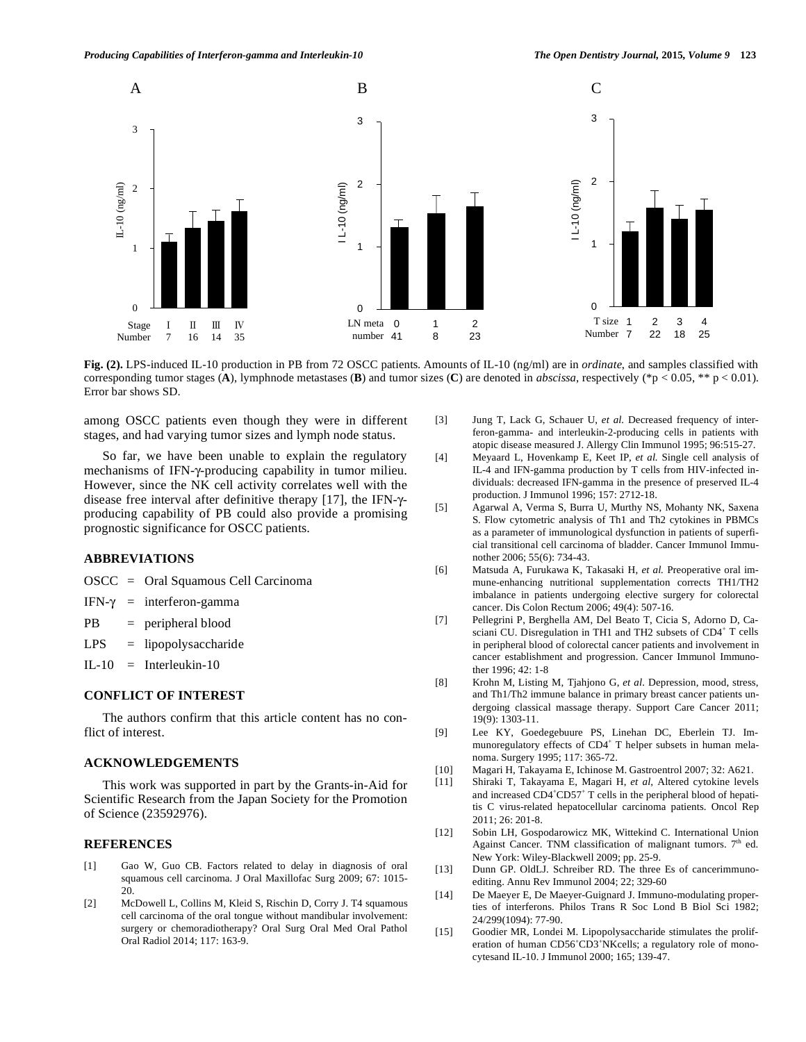Fig. (2). LPS-induced IL-10 production in PB from 72 OSCC patients. Amounts of IL-10 (ng/ml) are in *ordinate*, and samples classified with corresponding tumor stages (**A**), lymphnode metastases (**B**) and tumor sizes (**C**) are denoted in *abscissa*, respectively (\*p < 0.05, \*\* p < 0.01). Error bar shows SD.

among OSCC patients even though they were in different stages, and had varying tumor sizes and lymph node status.

So far, we have been unable to explain the regulatory mechanisms of IFN-γ-producing capability in tumor milieu. However, since the NK cell activity correlates well with the disease free interval after definitive therapy [17], the IFN-γ-producing capability of PB could also provide a promising prognostic significance for OSCC patients.

## ABBREVIATIONS

OSCC = Oral Squamous Cell Carcinoma

IFN-γ = interferon-gamma

PB = peripheral blood

LPS = lipopolysaccharide

IL-10 = Interleukin-10

## CONFLICT OF INTEREST

The authors confirm that this article content has no conflict of interest.

## ACKNOWLEDGEMENTS

This work was supported in part by the Grants-in-Aid for Scientific Research from the Japan Society for the Promotion of Science (23592976).

## REFERENCES

[1] Gao W, Guo CB. Factors related to delay in diagnosis of oral squamous cell carcinoma. J Oral Maxillofac Surg 2009; 67: 1015-20.

[2] McDowell L, Collins M, Kleid S, Rischin D, Corry J. T4 squamous cell carcinoma of the oral tongue without mandibular involvement: surgery or chemoradiotherapy? Oral Surg Oral Med Oral Pathol Oral Radiol 2014; 117: 163-9.

[3] Jung T, Lack G, Schauer U, *et al.* Decreased frequency of interferon-gamma- and interleukin-2-producing cells in patients with atopic disease measured J. Allergy Clin Immunol 1995; 96:515-27.

[4] Meyaard L, Hovenkamp E, Keet IP, *et al.* Single cell analysis of IL-4 and IFN-gamma production by T cells from HIV-infected individuals: decreased IFN-gamma in the presence of preserved IL-4 production. J Immunol 1996; 157: 2712-18.

[5] Agarwal A, Verma S, Burra U, Murthy NS, Mohanty NK, Saxena S. Flow cytometric analysis of Th1 and Th2 cytokines in PBMCs as a parameter of immunological dysfunction in patients of superficial transitional cell carcinoma of bladder. Cancer Immunol Immunother 2006; 55(6): 734-43.

[6] Matsuda A, Furukawa K, Takasaki H, *et al.* Preoperative oral immune-enhancing nutritional supplementation corrects TH1/TH2 imbalance in patients undergoing elective surgery for colorectal cancer. Dis Colon Rectum 2006; 49(4): 507-16.

[7] Pellegrini P, Berghella AM, Del Beato T, Cicia S, Adorno D, Casciani CU. Disregulation in TH1 and TH2 subsets of $CD4^+$ T cells in peripheral blood of colorectal cancer patients and involvement in cancer establishment and progression. Cancer Immunol Immunother 1996; 42: 1-8

[8] Krohn M, Listing M, Tjahjono G, *et al*. Depression, mood, stress, and Th1/Th2 immune balance in primary breast cancer patients undergoing classical massage therapy. Support Care Cancer 2011; 19(9): 1303-11.

[9] Lee KY, Goedegebuure PS, Linehan DC, Eberlein TJ. Immunoregulatory effects of $CD4^+$ T helper subsets in human melanoma. Surgery 1995; 117: 365-72.

[10] Magari H, Takayama E, Ichinose M. Gastroentrol 2007; 32: A621.

[11] Shiraki T, Takayama E, Magari H, *et al*, Altered cytokine levels and increased $CD4^+CD57^+$ T cells in the peripheral blood of hepatitis C virus-related hepatocellular carcinoma patients. Oncol Rep 2011; 26: 201-8.

[12] Sobin LH, Gospodarowicz MK, Wittekind C. International Union Against Cancer. TNM classification of malignant tumors. 7th ed. New York: Wiley-Blackwell 2009; pp. 25-9.

[13] Dunn GP. OldLJ. Schreiber RD. The three Es of cancerimmunoediting. Annu Rev Immunol 2004; 22; 329-60

[14] De Maeyer E, De Maeyer-Guignard J. Immuno-modulating properties of interferons. Philos Trans R Soc Lond B Biol Sci 1982; 24/299(1094): 77-90.

[15] Goodier MR, Londei M. Lipopolysaccharide stimulates the proliferation of human $CD56^+CD3^+$NKcells; a regulatory role of monocytesand IL-10. J Immunol 2000; 165; 139-47.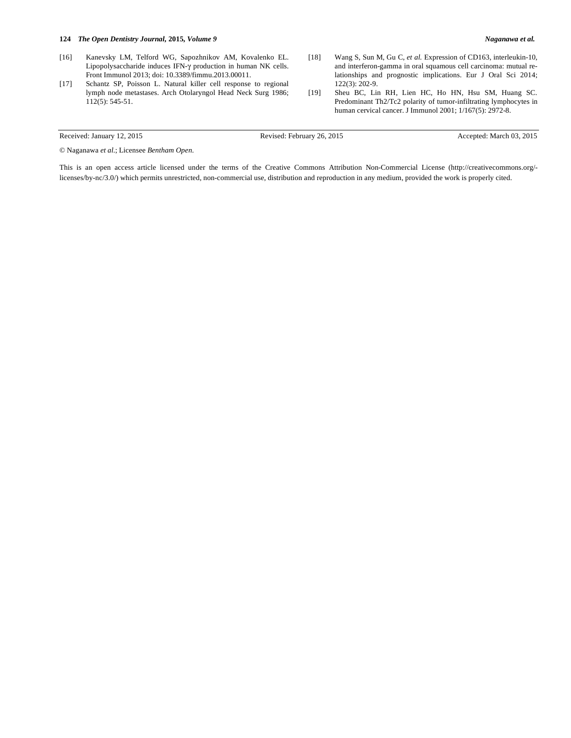[16] Kanevsky LM, Telford WG, Sapozhnikov AM, Kovalenko EL. Lipopolysaccharide induces IFN-γ production in human NK cells. Front Immunol 2013; doi: 10.3389/fimmu.2013.00011.

[17] Schantz SP, Poisson L. Natural killer cell response to regional lymph node metastases. Arch Otolaryngol Head Neck Surg 1986; 112(5): 545-51.

[18] Wang S, Sun M, Gu C, *et al.* Expression of CD163, interleukin-10, and interferon-gamma in oral squamous cell carcinoma: mutual relationships and prognostic implications. Eur J Oral Sci 2014; 122(3): 202-9.

[19] Sheu BC, Lin RH, Lien HC, Ho HN, Hsu SM, Huang SC. Predominant Th2/Tc2 polarity of tumor-infiltrating lymphocytes in human cervical cancer. J Immunol 2001; 1/167(5): 2972-8.

---

Received: January 12, 2015 Revised: February 26, 2015 Accepted: March 03, 2015

© Naganawa *et al.*; Licensee *Bentham Open.*

This is an open access article licensed under the terms of the Creative Commons Attribution Non-Commercial License (http://creativecommons.org/-licenses/by-nc/3.0/) which permits unrestricted, non-commercial use, distribution and reproduction in any medium, provided the work is properly cited.